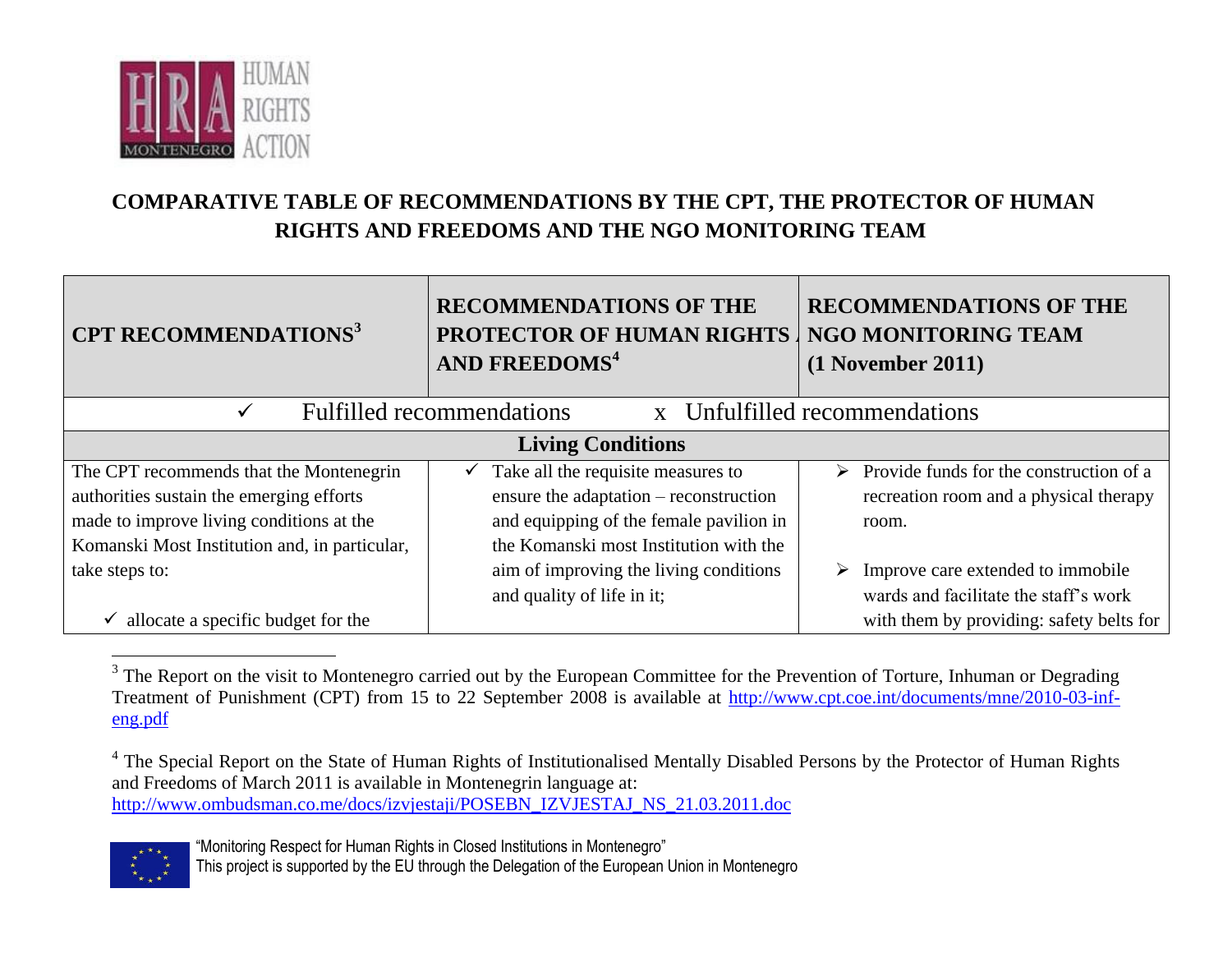# COMPARATIVE TABLE OF RECOMMENDATIONS BY THE CPT, THE PROTECTOR OF HUMAN RIGHTS AND FREEDOMS AND THE NGO MONITORING TEAM

| CPT RECOMMENDATIONS[3] | RECOMMENDATIONS OF THE PROTECTOR OF HUMAN RIGHTS AND FREEDOMS[4] | RECOMMENDATIONS OF THE NGO MONITORING TEAM (1 November 2011) |
|---|---|---|
| ✓ Fulfilled recommendations x Unfulfilled recommendations | | |
| **Living Conditions** | | |
| The CPT recommends that the Montenegrin authorities sustain the emerging efforts made to improve living conditions at the Komanski Most Institution and, in particular, take steps to:<br><br>✓ allocate a specific budget for the | ✓ Take all the requisite measures to ensure the adaptation – reconstruction and equipping of the female pavilion in the Komanski most Institution with the aim of improving the living conditions and quality of life in it; | ➢ Provide funds for the construction of a recreation room and a physical therapy room.<br><br>➢ Improve care extended to immobile wards and facilitate the staff's work with them by providing: safety belts for |

[3] The Report on the visit to Montenegro carried out by the European Committee for the Prevention of Torture, Inhuman or Degrading Treatment of Punishment (CPT) from 15 to 22 September 2008 is available at http://www.cpt.coe.int/documents/mne/2010-03-inf-eng.pdf

[4] The Special Report on the State of Human Rights of Institutionalised Mentally Disabled Persons by the Protector of Human Rights and Freedoms of March 2011 is available in Montenegrin language at: http://www.ombudsman.co.me/docs/izvjestaji/POSEBN_IZVJESTAJ_NS_21.03.2011.doc

"Monitoring Respect for Human Rights in Closed Institutions in Montenegro"
This project is supported by the EU through the Delegation of the European Union in Montenegro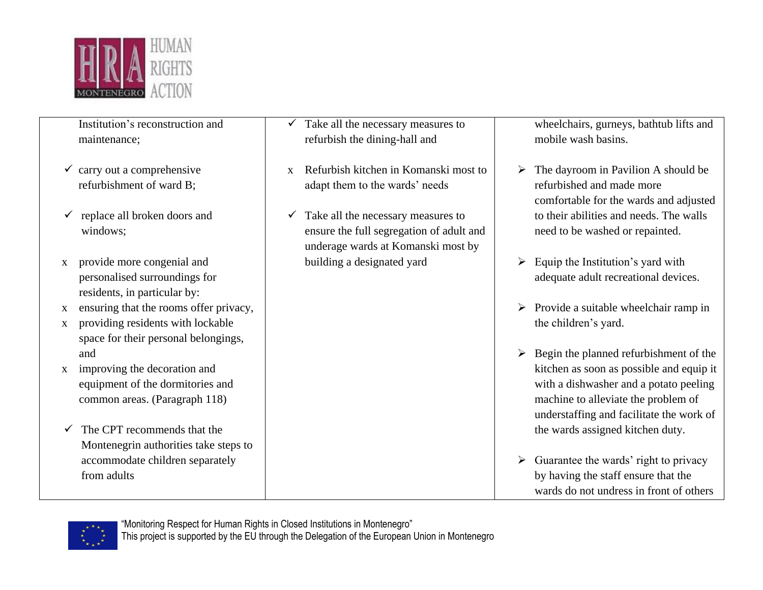| | | |
|---|---|---|
| Institution's reconstruction and maintenance;<br><br>✓ carry out a comprehensive refurbishment of ward B;<br><br>✓ replace all broken doors and windows;<br><br>x provide more congenial and personalised surroundings for residents, in particular by:<br>x ensuring that the rooms offer privacy,<br>x providing residents with lockable space for their personal belongings, and<br>x improving the decoration and equipment of the dormitories and common areas. (Paragraph 118)<br><br>✓ The CPT recommends that the Montenegrin authorities take steps to accommodate children separately from adults | ✓ Take all the necessary measures to refurbish the dining-hall and<br><br>x Refurbish kitchen in Komanski most to adapt them to the wards' needs<br><br>✓ Take all the necessary measures to ensure the full segregation of adult and underage wards at Komanski most by building a designated yard | wheelchairs, gurneys, bathtub lifts and mobile wash basins.<br><br>➢ The dayroom in Pavilion A should be refurbished and made more comfortable for the wards and adjusted to their abilities and needs. The walls need to be washed or repainted.<br><br>➢ Equip the Institution's yard with adequate adult recreational devices.<br><br>➢ Provide a suitable wheelchair ramp in the children's yard.<br><br>➢ Begin the planned refurbishment of the kitchen as soon as possible and equip it with a dishwasher and a potato peeling machine to alleviate the problem of understaffing and facilitate the work of the wards assigned kitchen duty.<br><br>➢ Guarantee the wards' right to privacy by having the staff ensure that the wards do not undress in front of others |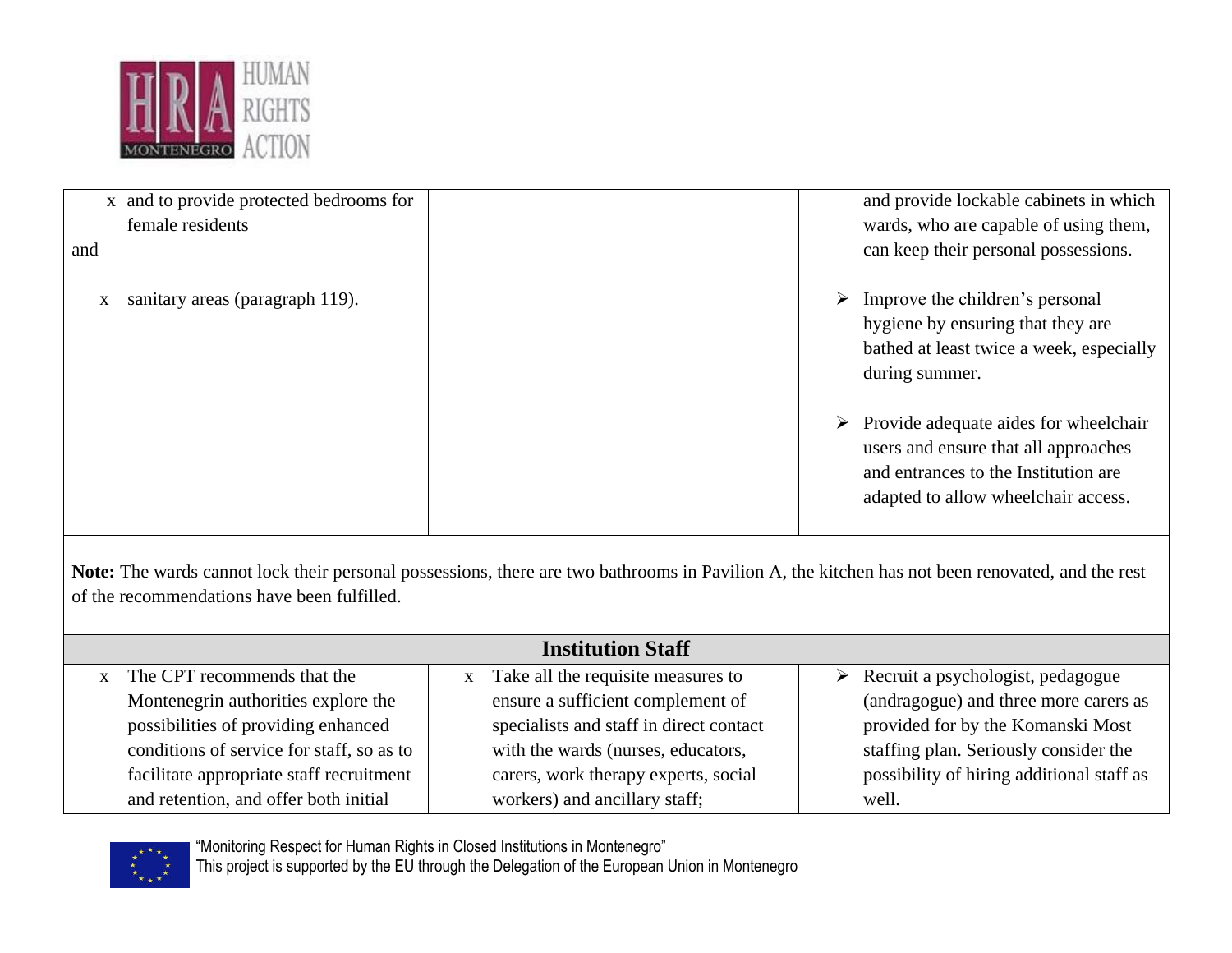| | | |
|---|---|---|
| x and to provide protected bedrooms for female residents<br>and<br><br>x sanitary areas (paragraph 119). | | and provide lockable cabinets in which wards, who are capable of using them, can keep their personal possessions.<br><br>➢ Improve the children's personal hygiene by ensuring that they are bathed at least twice a week, especially during summer.<br><br>➢ Provide adequate aides for wheelchair users and ensure that all approaches and entrances to the Institution are adapted to allow wheelchair access. |
| **Note:** The wards cannot lock their personal possessions, there are two bathrooms in Pavilion A, the kitchen has not been renovated, and the rest of the recommendations have been fulfilled. | | |
| **Institution Staff** | | |
| x The CPT recommends that the Montenegrin authorities explore the possibilities of providing enhanced conditions of service for staff, so as to facilitate appropriate staff recruitment and retention, and offer both initial | x Take all the requisite measures to ensure a sufficient complement of specialists and staff in direct contact with the wards (nurses, educators, carers, work therapy experts, social workers) and ancillary staff; | ➢ Recruit a psychologist, pedagogue (andragogue) and three more carers as provided for by the Komanski Most staffing plan. Seriously consider the possibility of hiring additional staff as well. |

"Monitoring Respect for Human Rights in Closed Institutions in Montenegro"
This project is supported by the EU through the Delegation of the European Union in Montenegro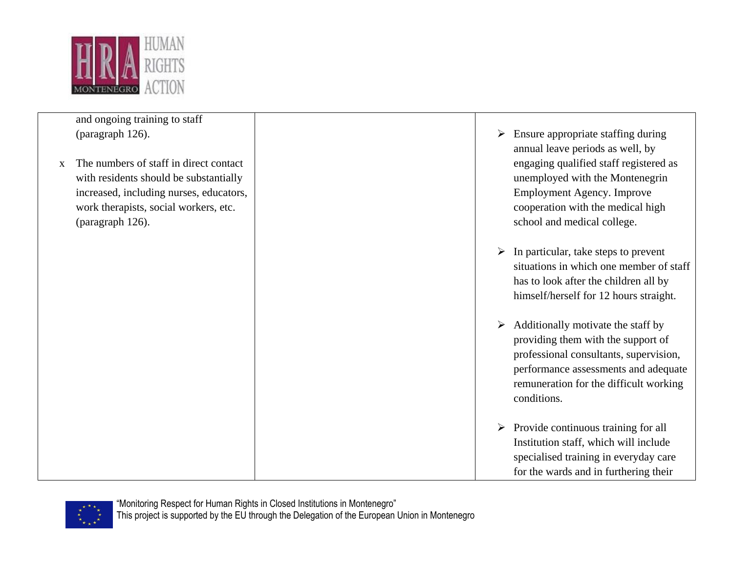| | | |
|---|---|---|
| and ongoing training to staff (paragraph 126).<br><br>x The numbers of staff in direct contact with residents should be substantially increased, including nurses, educators, work therapists, social workers, etc. (paragraph 126). | | ➢ Ensure appropriate staffing during annual leave periods as well, by engaging qualified staff registered as unemployed with the Montenegrin Employment Agency. Improve cooperation with the medical high school and medical college.<br><br>➢ In particular, take steps to prevent situations in which one member of staff has to look after the children all by himself/herself for 12 hours straight.<br><br>➢ Additionally motivate the staff by providing them with the support of professional consultants, supervision, performance assessments and adequate remuneration for the difficult working conditions.<br><br>➢ Provide continuous training for all Institution staff, which will include specialised training in everyday care for the wards and in furthering their |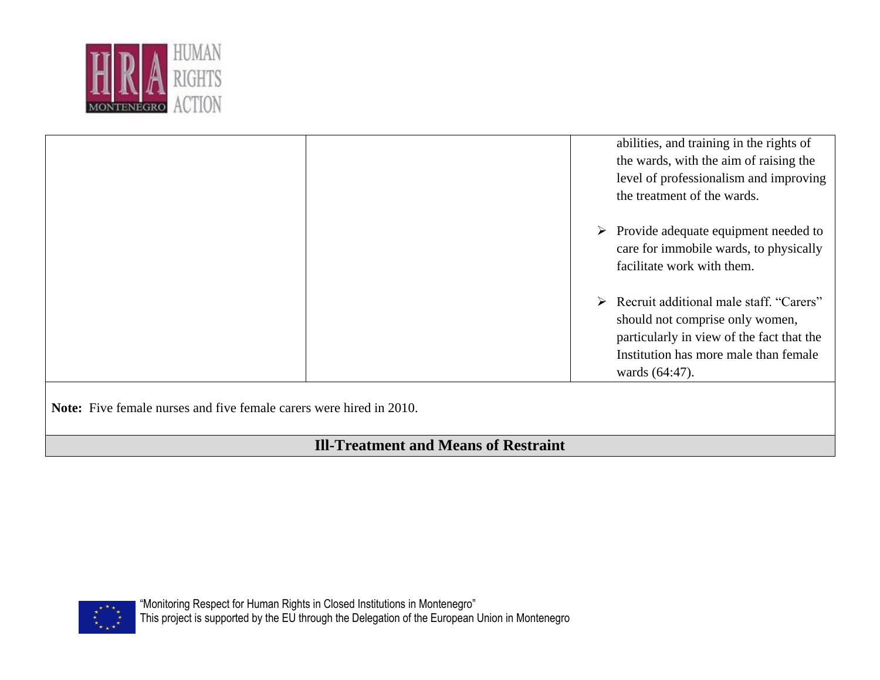| | | |
|---|---|---|
| | | abilities, and training in the rights of the wards, with the aim of raising the level of professionalism and improving the treatment of the wards.<br><br>➢ Provide adequate equipment needed to care for immobile wards, to physically facilitate work with them.<br><br>➢ Recruit additional male staff. "Carers" should not comprise only women, particularly in view of the fact that the Institution has more male than female wards (64:47). |
| **Note:** Five female nurses and five female carers were hired in 2010. | | |
| **Ill-Treatment and Means of Restraint** | | |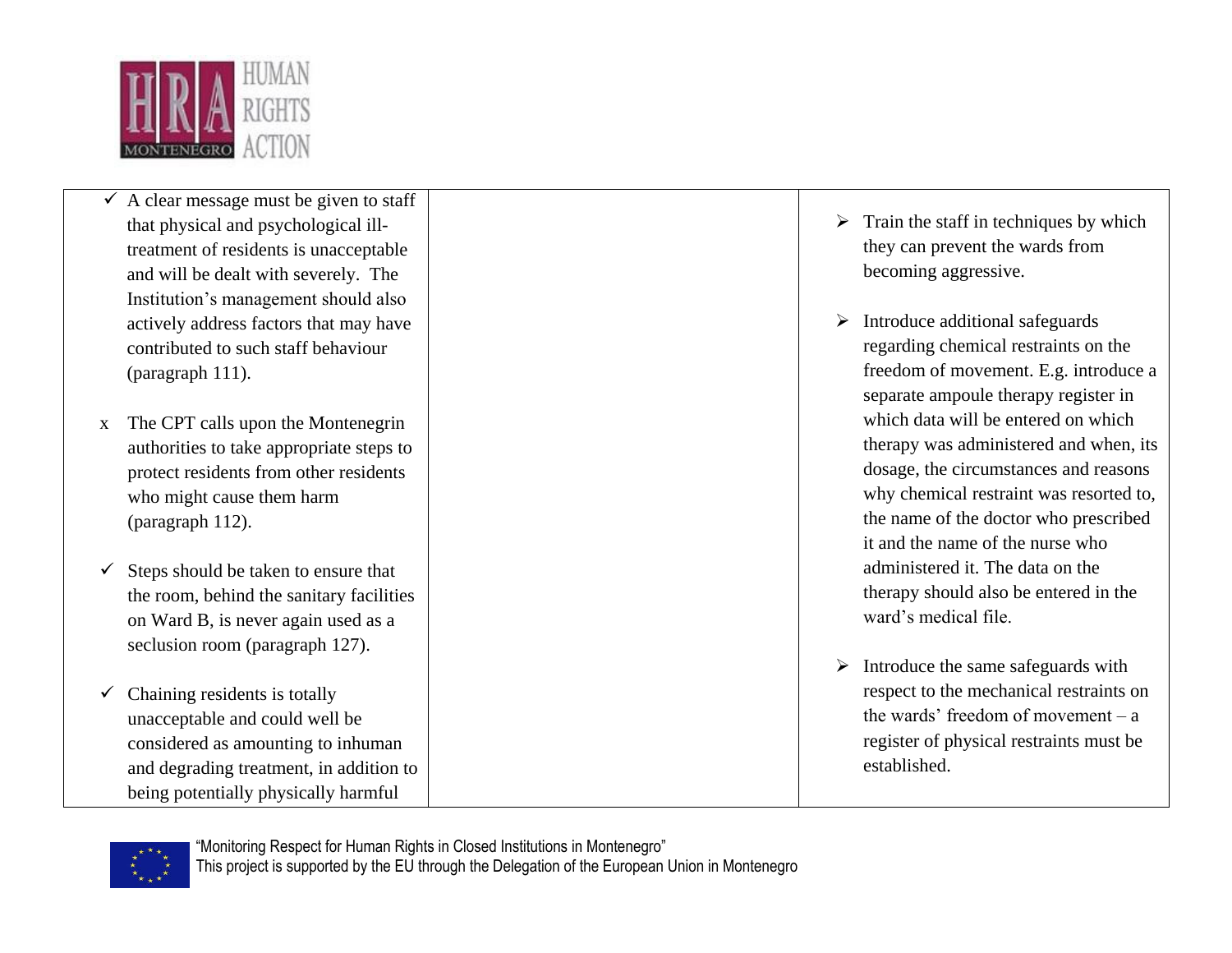| | | |
|---|---|---|
| ✓ A clear message must be given to staff that physical and psychological ill-treatment of residents is unacceptable and will be dealt with severely. The Institution's management should also actively address factors that may have contributed to such staff behaviour (paragraph 111).<br><br>x The CPT calls upon the Montenegrin authorities to take appropriate steps to protect residents from other residents who might cause them harm (paragraph 112).<br><br>✓ Steps should be taken to ensure that the room, behind the sanitary facilities on Ward B, is never again used as a seclusion room (paragraph 127).<br><br>✓ Chaining residents is totally unacceptable and could well be considered as amounting to inhuman and degrading treatment, in addition to being potentially physically harmful | | ➢ Train the staff in techniques by which they can prevent the wards from becoming aggressive.<br><br>➢ Introduce additional safeguards regarding chemical restraints on the freedom of movement. E.g. introduce a separate ampoule therapy register in which data will be entered on which therapy was administered and when, its dosage, the circumstances and reasons why chemical restraint was resorted to, the name of the doctor who prescribed it and the name of the nurse who administered it. The data on the therapy should also be entered in the ward's medical file.<br><br>➢ Introduce the same safeguards with respect to the mechanical restraints on the wards' freedom of movement – a register of physical restraints must be established. |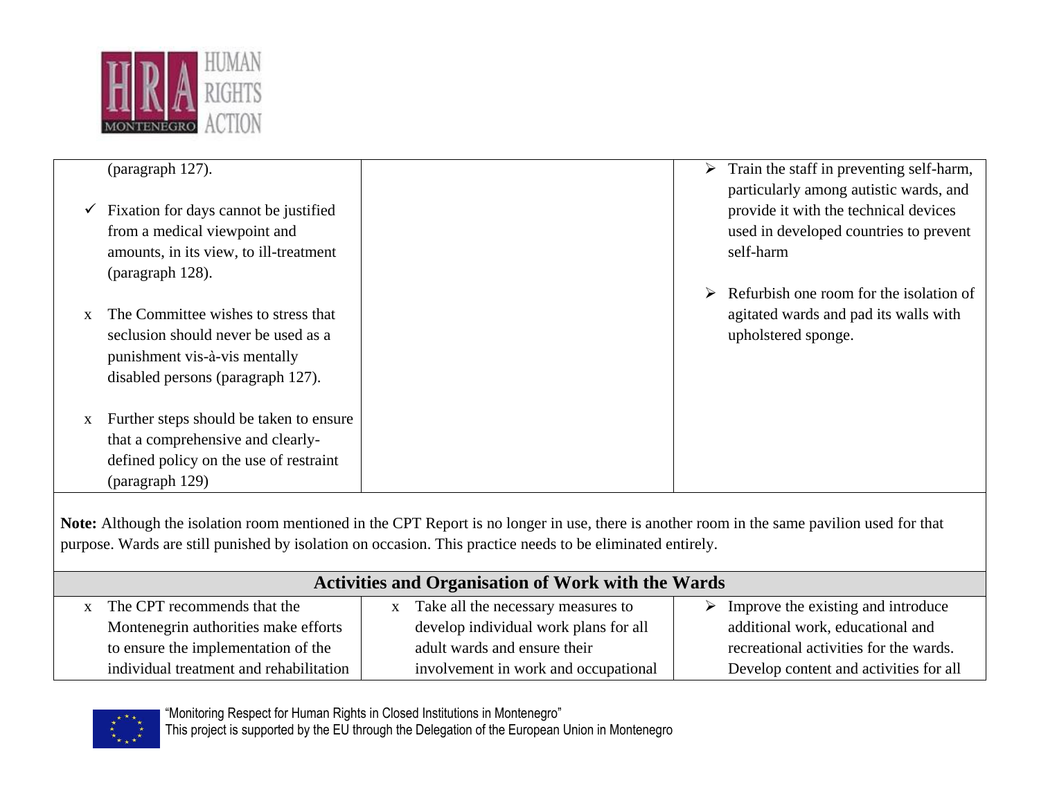| | | |
|---|---|---|
| (paragraph 127).<br><br>✓ Fixation for days cannot be justified from a medical viewpoint and amounts, in its view, to ill-treatment (paragraph 128).<br><br>x The Committee wishes to stress that seclusion should never be used as a punishment vis-à-vis mentally disabled persons (paragraph 127).<br><br>x Further steps should be taken to ensure that a comprehensive and clearly-defined policy on the use of restraint (paragraph 129) | | ➢ Train the staff in preventing self-harm, particularly among autistic wards, and provide it with the technical devices used in developed countries to prevent self-harm<br><br>➢ Refurbish one room for the isolation of agitated wards and pad its walls with upholstered sponge. |
| **Note:** Although the isolation room mentioned in the CPT Report is no longer in use, there is another room in the same pavilion used for that purpose. Wards are still punished by isolation on occasion. This practice needs to be eliminated entirely. | | |
| **Activities and Organisation of Work with the Wards** | | |
| x The CPT recommends that the Montenegrin authorities make efforts to ensure the implementation of the individual treatment and rehabilitation | x Take all the necessary measures to develop individual work plans for all adult wards and ensure their involvement in work and occupational | ➢ Improve the existing and introduce additional work, educational and recreational activities for the wards. Develop content and activities for all |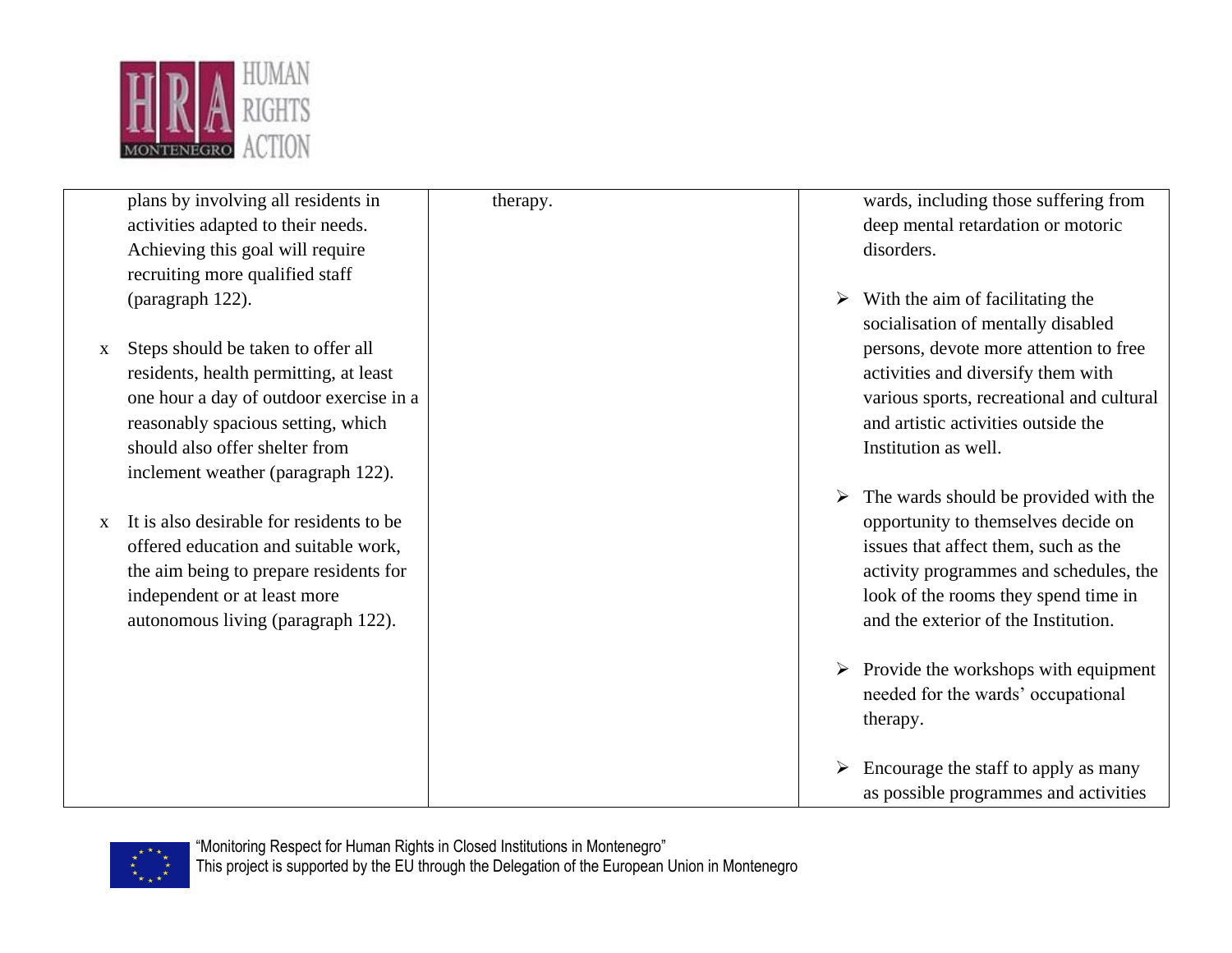| | | |
|---|---|---|
| plans by involving all residents in activities adapted to their needs. Achieving this goal will require recruiting more qualified staff (paragraph 122).<br><br>x Steps should be taken to offer all residents, health permitting, at least one hour a day of outdoor exercise in a reasonably spacious setting, which should also offer shelter from inclement weather (paragraph 122).<br><br>x It is also desirable for residents to be offered education and suitable work, the aim being to prepare residents for independent or at least more autonomous living (paragraph 122). | therapy. | wards, including those suffering from deep mental retardation or motoric disorders.<br><br>➢ With the aim of facilitating the socialisation of mentally disabled persons, devote more attention to free activities and diversify them with various sports, recreational and cultural and artistic activities outside the Institution as well.<br><br>➢ The wards should be provided with the opportunity to themselves decide on issues that affect them, such as the activity programmes and schedules, the look of the rooms they spend time in and the exterior of the Institution.<br><br>➢ Provide the workshops with equipment needed for the wards' occupational therapy.<br><br>➢ Encourage the staff to apply as many as possible programmes and activities |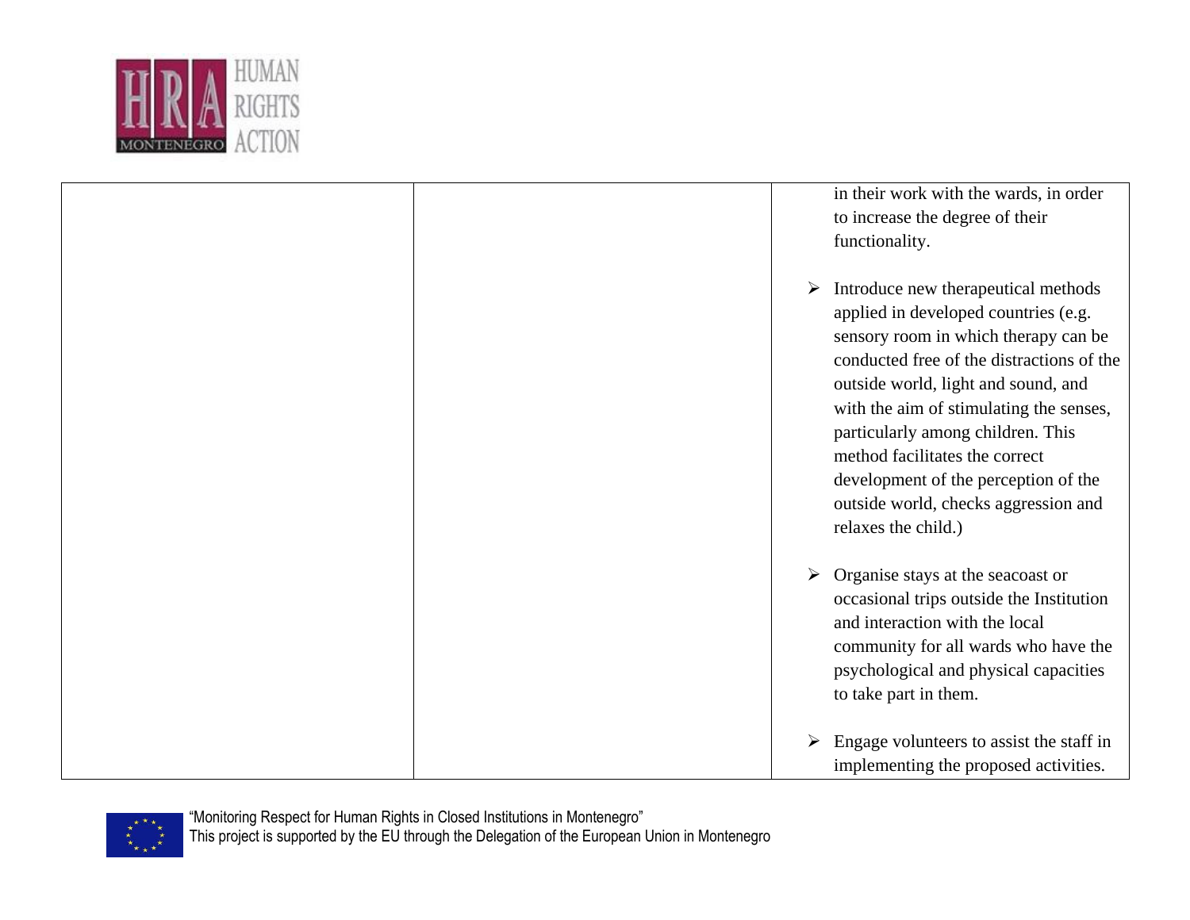|  |  | in their work with the wards, in order to increase the degree of their functionality.<br><br>➢ Introduce new therapeutical methods applied in developed countries (e.g. sensory room in which therapy can be conducted free of the distractions of the outside world, light and sound, and with the aim of stimulating the senses, particularly among children. This method facilitates the correct development of the perception of the outside world, checks aggression and relaxes the child.)<br><br>➢ Organise stays at the seacoast or occasional trips outside the Institution and interaction with the local community for all wards who have the psychological and physical capacities to take part in them.<br><br>➢ Engage volunteers to assist the staff in implementing the proposed activities. |
|---|---|---|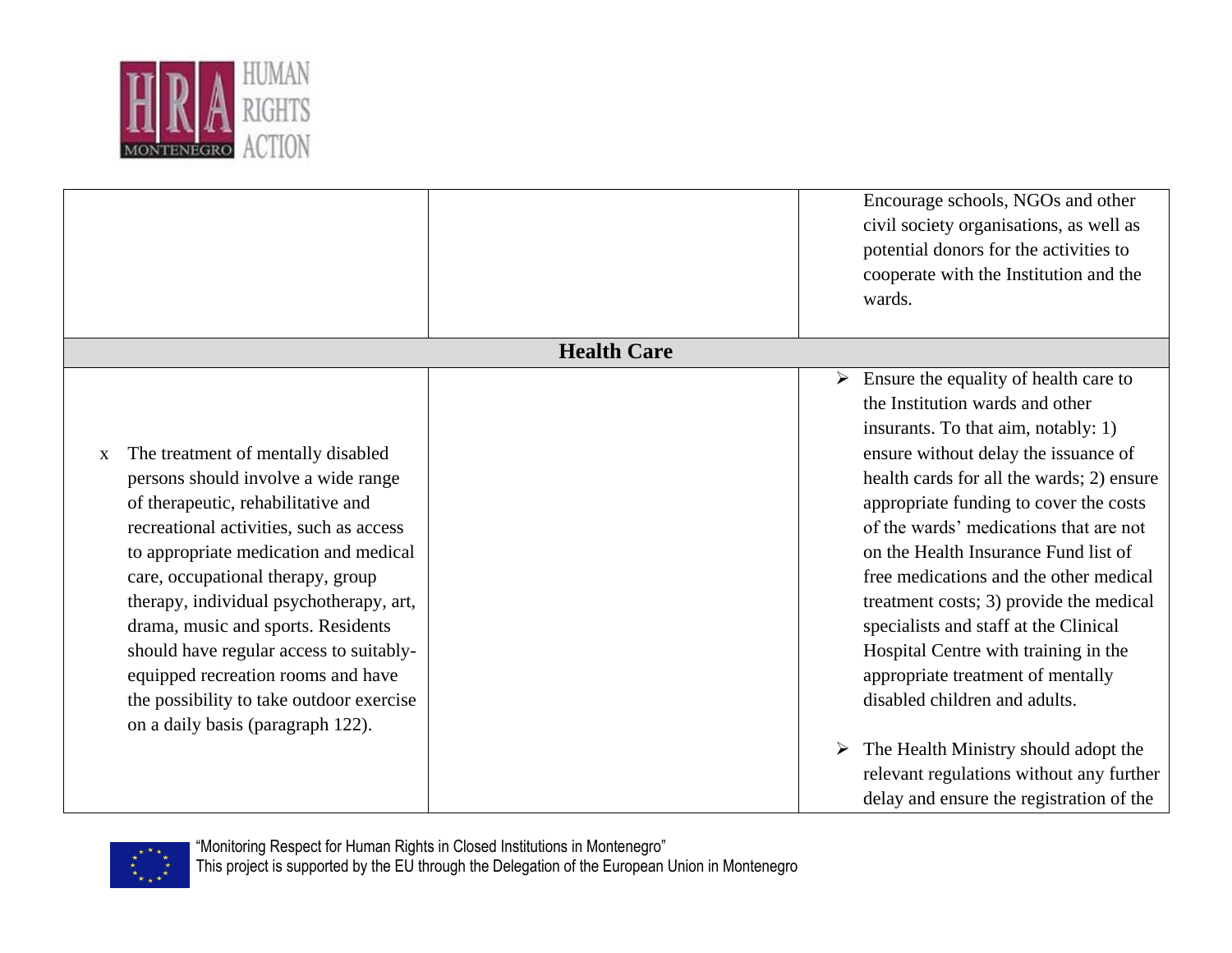| | | |
|---|---|---|
| | | Encourage schools, NGOs and other civil society organisations, as well as potential donors for the activities to cooperate with the Institution and the wards. |
| **Health Care** | | |
| x The treatment of mentally disabled persons should involve a wide range of therapeutic, rehabilitative and recreational activities, such as access to appropriate medication and medical care, occupational therapy, group therapy, individual psychotherapy, art, drama, music and sports. Residents should have regular access to suitably-equipped recreation rooms and have the possibility to take outdoor exercise on a daily basis (paragraph 122). | | ➢ Ensure the equality of health care to the Institution wards and other insurants. To that aim, notably: 1) ensure without delay the issuance of health cards for all the wards; 2) ensure appropriate funding to cover the costs of the wards' medications that are not on the Health Insurance Fund list of free medications and the other medical treatment costs; 3) provide the medical specialists and staff at the Clinical Hospital Centre with training in the appropriate treatment of mentally disabled children and adults.<br><br>➢ The Health Ministry should adopt the relevant regulations without any further delay and ensure the registration of the |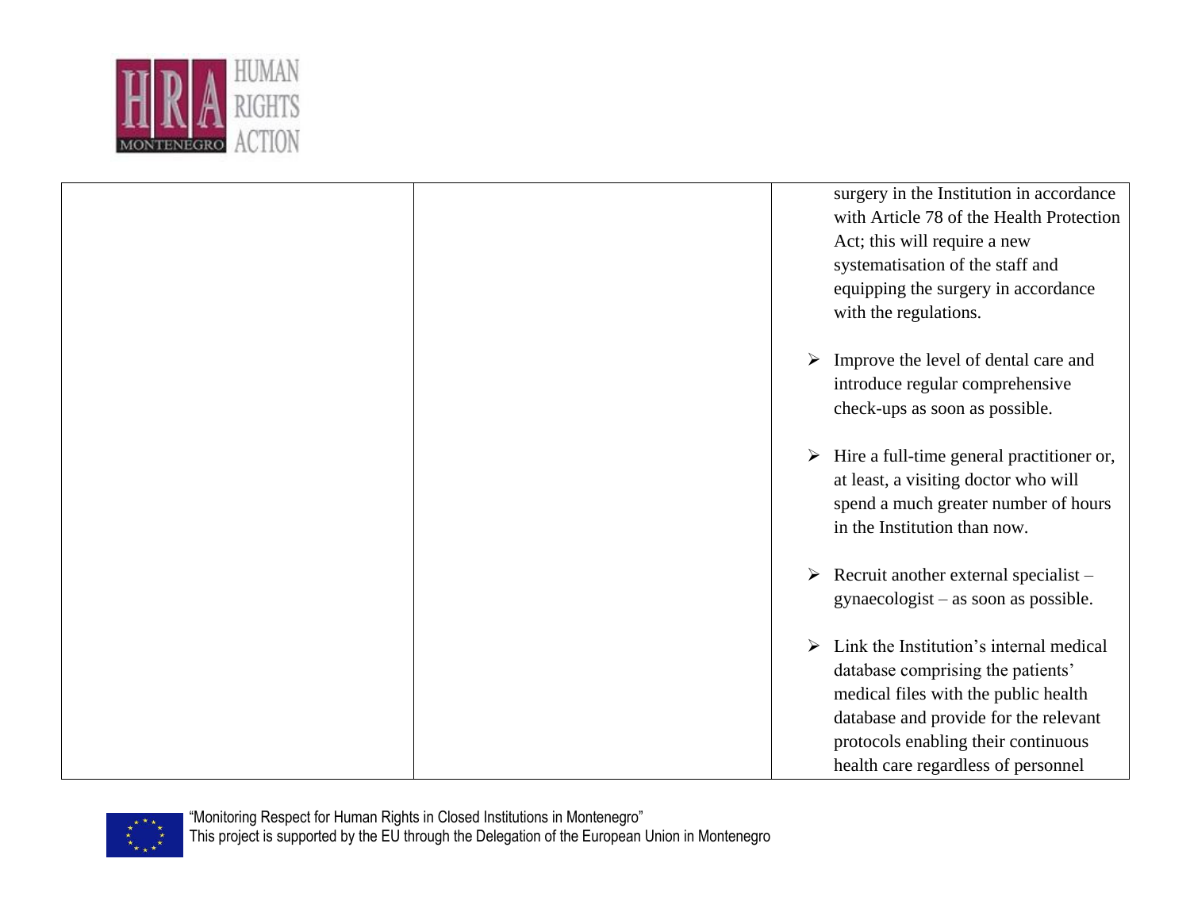| | | surgery in the Institution in accordance with Article 78 of the Health Protection Act; this will require a new systematisation of the staff and equipping the surgery in accordance with the regulations.<br><br>➢ Improve the level of dental care and introduce regular comprehensive check-ups as soon as possible.<br><br>➢ Hire a full-time general practitioner or, at least, a visiting doctor who will spend a much greater number of hours in the Institution than now.<br><br>➢ Recruit another external specialist – gynaecologist – as soon as possible.<br><br>➢ Link the Institution's internal medical database comprising the patients' medical files with the public health database and provide for the relevant protocols enabling their continuous health care regardless of personnel |
|---|---|---|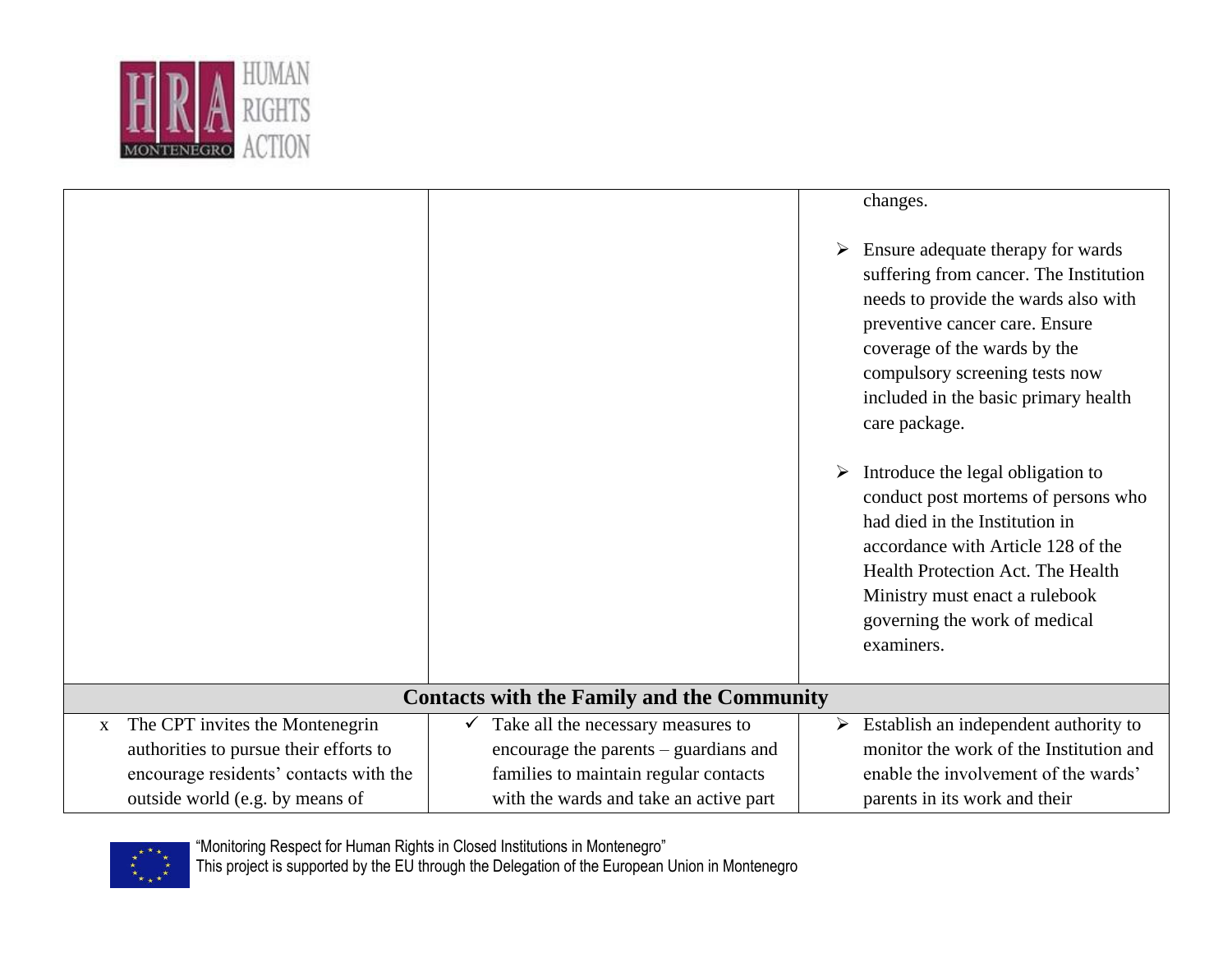| | | |
|---|---|---|
| | | changes.<br><br>➢ Ensure adequate therapy for wards suffering from cancer. The Institution needs to provide the wards also with preventive cancer care. Ensure coverage of the wards by the compulsory screening tests now included in the basic primary health care package.<br><br>➢ Introduce the legal obligation to conduct post mortems of persons who had died in the Institution in accordance with Article 128 of the Health Protection Act. The Health Ministry must enact a rulebook governing the work of medical examiners. |
| **Contacts with the Family and the Community** | | |
| x The CPT invites the Montenegrin authorities to pursue their efforts to encourage residents' contacts with the outside world (e.g. by means of | ✓ Take all the necessary measures to encourage the parents – guardians and families to maintain regular contacts with the wards and take an active part | ➢ Establish an independent authority to monitor the work of the Institution and enable the involvement of the wards' parents in its work and their |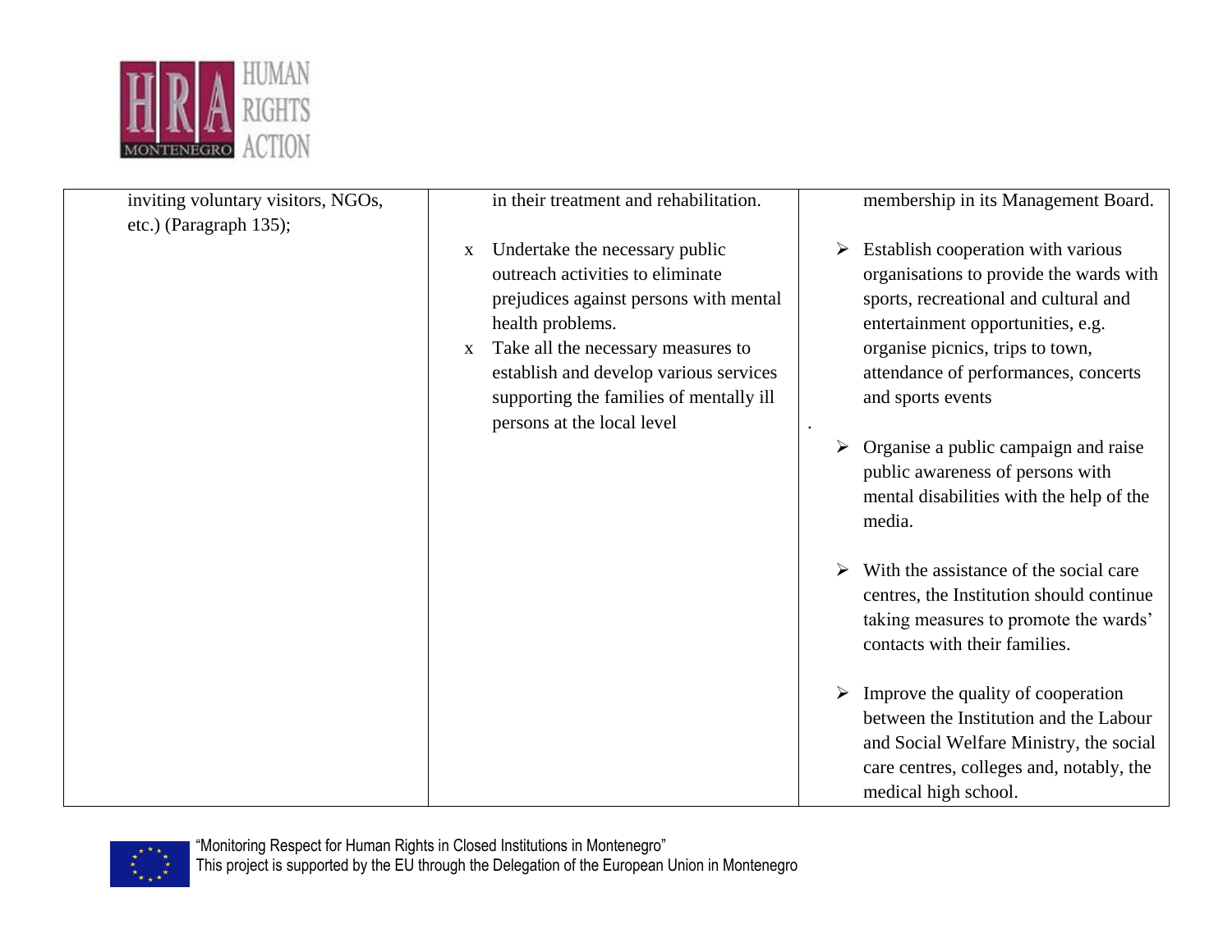| | | |
|---|---|---|
| inviting voluntary visitors, NGOs, etc.) (Paragraph 135); | in their treatment and rehabilitation.<br><br>x Undertake the necessary public outreach activities to eliminate prejudices against persons with mental health problems.<br>x Take all the necessary measures to establish and develop various services supporting the families of mentally ill persons at the local level | membership in its Management Board.<br><br>➢ Establish cooperation with various organisations to provide the wards with sports, recreational and cultural and entertainment opportunities, e.g. organise picnics, trips to town, attendance of performances, concerts and sports events<br>.<br>➢ Organise a public campaign and raise public awareness of persons with mental disabilities with the help of the media.<br><br>➢ With the assistance of the social care centres, the Institution should continue taking measures to promote the wards' contacts with their families.<br><br>➢ Improve the quality of cooperation between the Institution and the Labour and Social Welfare Ministry, the social care centres, colleges and, notably, the medical high school. |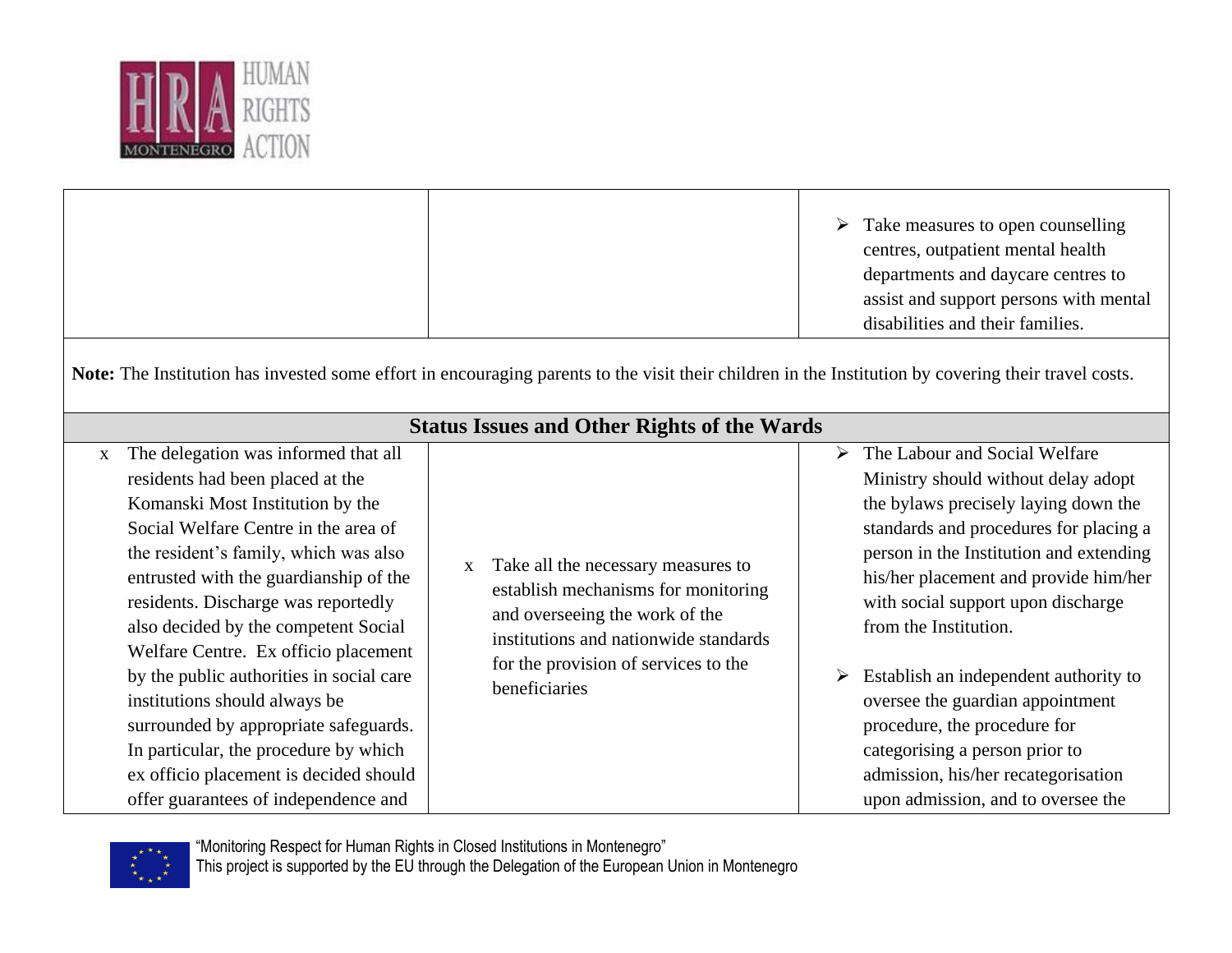| | | |
|---|---|---|
| | | ➢ Take measures to open counselling centres, outpatient mental health departments and daycare centres to assist and support persons with mental disabilities and their families. |
| **Note:** The Institution has invested some effort in encouraging parents to the visit their children in the Institution by covering their travel costs. | | |
| **Status Issues and Other Rights of the Wards** | | |
| x The delegation was informed that all residents had been placed at the Komanski Most Institution by the Social Welfare Centre in the area of the resident's family, which was also entrusted with the guardianship of the residents. Discharge was reportedly also decided by the competent Social Welfare Centre. Ex officio placement by the public authorities in social care institutions should always be surrounded by appropriate safeguards. In particular, the procedure by which ex officio placement is decided should offer guarantees of independence and | x Take all the necessary measures to establish mechanisms for monitoring and overseeing the work of the institutions and nationwide standards for the provision of services to the beneficiaries | ➢ The Labour and Social Welfare Ministry should without delay adopt the bylaws precisely laying down the standards and procedures for placing a person in the Institution and extending his/her placement and provide him/her with social support upon discharge from the Institution.<br><br>➢ Establish an independent authority to oversee the guardian appointment procedure, the procedure for categorising a person prior to admission, his/her recategorisation upon admission, and to oversee the |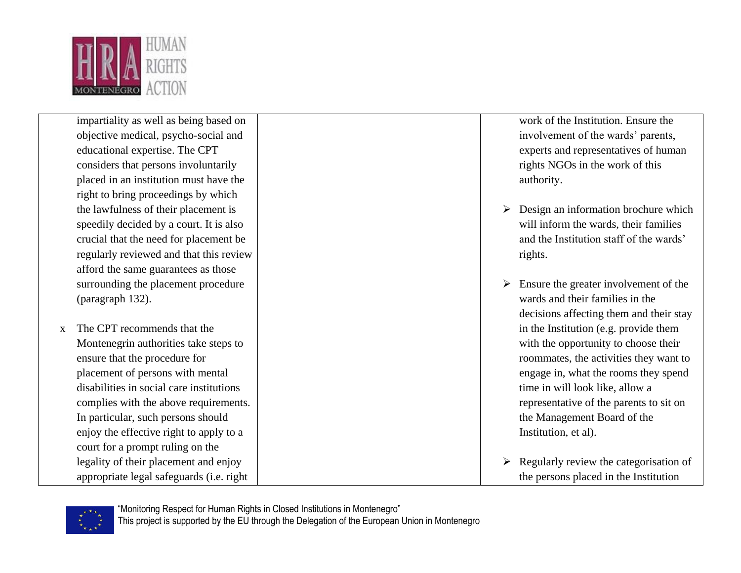| | | |
|---|---|---|
| impartiality as well as being based on objective medical, psycho-social and educational expertise. The CPT considers that persons involuntarily placed in an institution must have the right to bring proceedings by which the lawfulness of their placement is speedily decided by a court. It is also crucial that the need for placement be regularly reviewed and that this review afford the same guarantees as those surrounding the placement procedure (paragraph 132).<br><br>x The CPT recommends that the Montenegrin authorities take steps to ensure that the procedure for placement of persons with mental disabilities in social care institutions complies with the above requirements. In particular, such persons should enjoy the effective right to apply to a court for a prompt ruling on the legality of their placement and enjoy appropriate legal safeguards (i.e. right | | work of the Institution. Ensure the involvement of the wards' parents, experts and representatives of human rights NGOs in the work of this authority.<br><br>➢ Design an information brochure which will inform the wards, their families and the Institution staff of the wards' rights.<br><br>➢ Ensure the greater involvement of the wards and their families in the decisions affecting them and their stay in the Institution (e.g. provide them with the opportunity to choose their roommates, the activities they want to engage in, what the rooms they spend time in will look like, allow a representative of the parents to sit on the Management Board of the Institution, et al).<br><br>➢ Regularly review the categorisation of the persons placed in the Institution |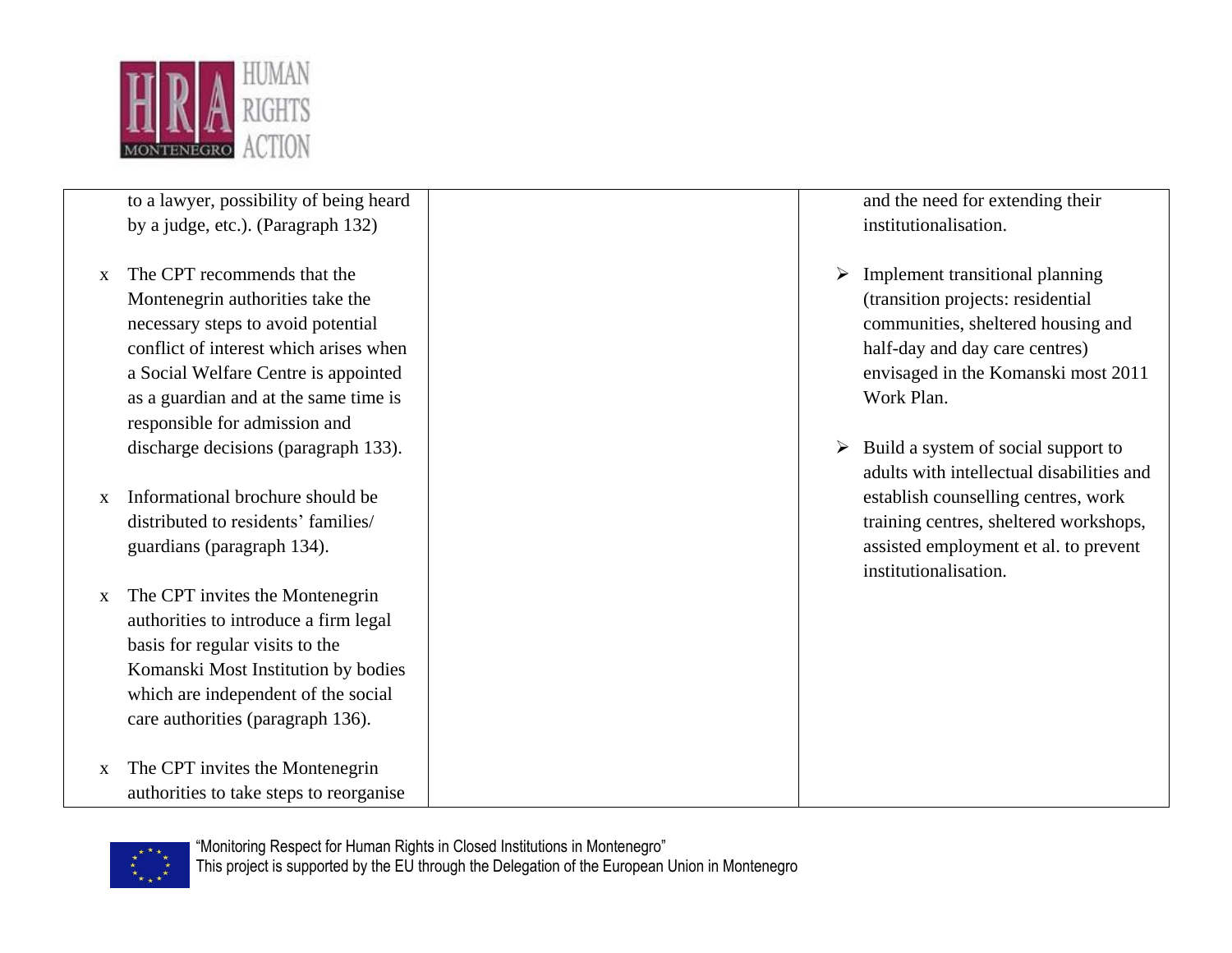| | | |
|---|---|---|
| to a lawyer, possibility of being heard by a judge, etc.). (Paragraph 132)<br><br>x The CPT recommends that the Montenegrin authorities take the necessary steps to avoid potential conflict of interest which arises when a Social Welfare Centre is appointed as a guardian and at the same time is responsible for admission and discharge decisions (paragraph 133).<br><br>x Informational brochure should be distributed to residents' families/ guardians (paragraph 134).<br><br>x The CPT invites the Montenegrin authorities to introduce a firm legal basis for regular visits to the Komanski Most Institution by bodies which are independent of the social care authorities (paragraph 136).<br><br>x The CPT invites the Montenegrin authorities to take steps to reorganise | | and the need for extending their institutionalisation.<br><br>➢ Implement transitional planning (transition projects: residential communities, sheltered housing and half-day and day care centres) envisaged in the Komanski most 2011 Work Plan.<br><br>➢ Build a system of social support to adults with intellectual disabilities and establish counselling centres, work training centres, sheltered workshops, assisted employment et al. to prevent institutionalisation. |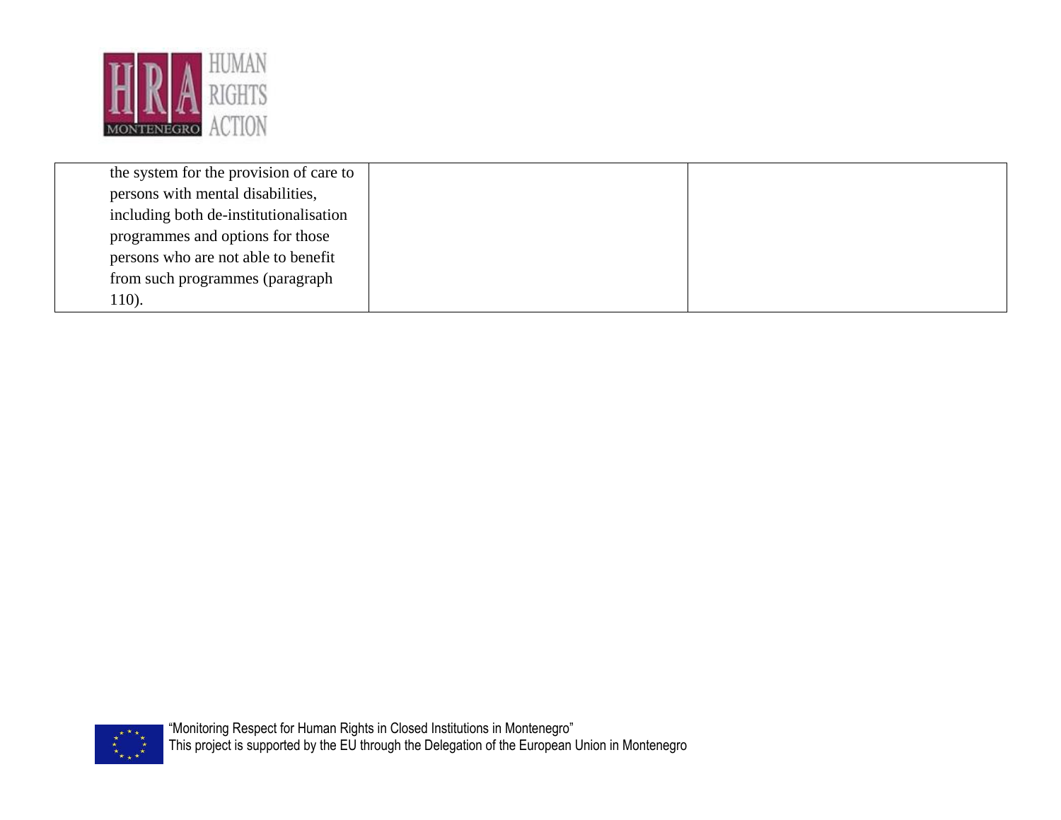| | | |
|---|---|---|
| the system for the provision of care to persons with mental disabilities, including both de-institutionalisation programmes and options for those persons who are not able to benefit from such programmes (paragraph 110). | | |